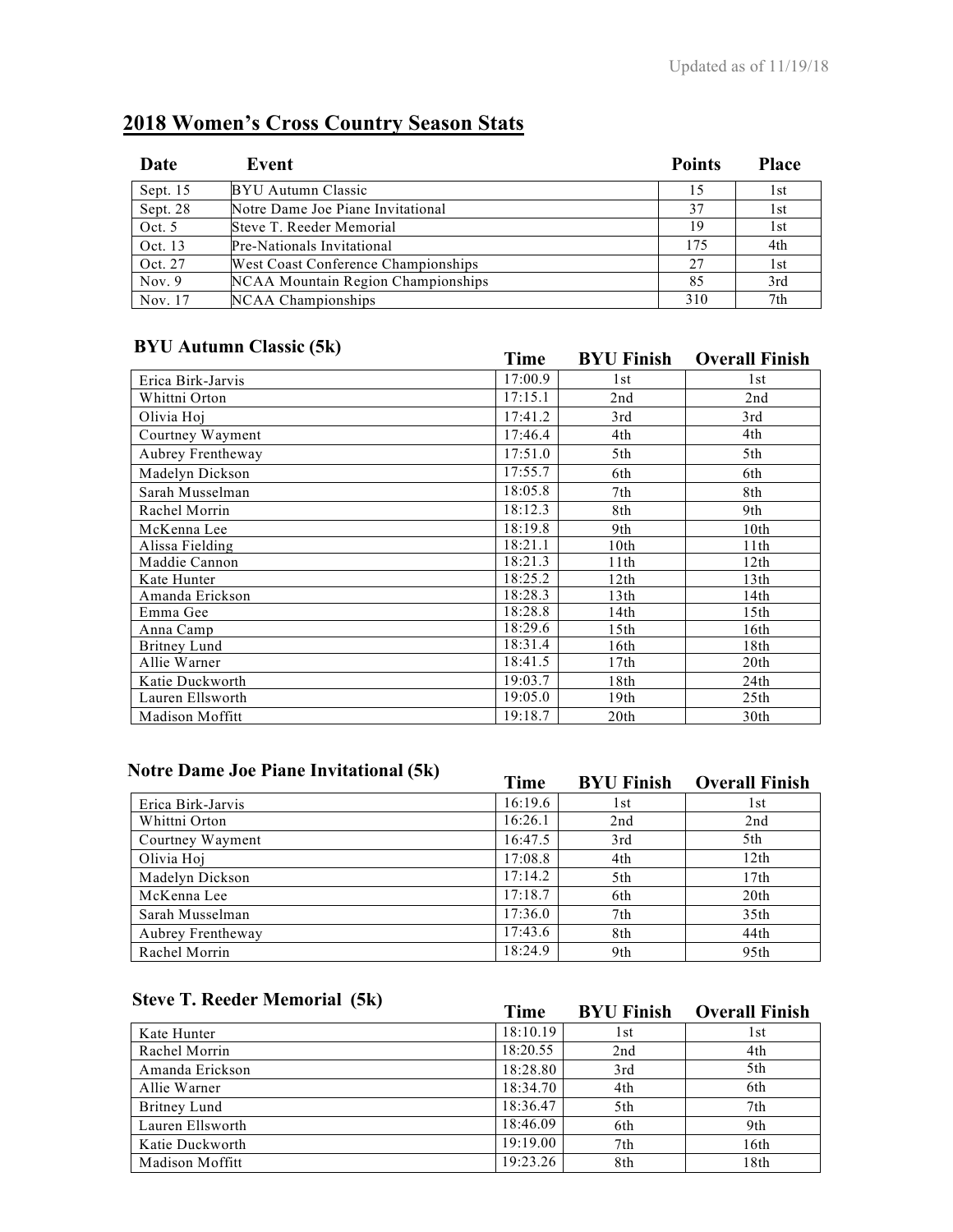## 2018 Women's Cross Country Season Stats

| Date | Event | Points | Place |
|---|---|---|---|
| Sept. 15 | BYU Autumn Classic | 15 | 1st |
| Sept. 28 | Notre Dame Joe Piane Invitational | 37 | 1st |
| Oct. 5 | Steve T. Reeder Memorial | 19 | 1st |
| Oct. 13 | Pre-Nationals Invitational | 175 | 4th |
| Oct. 27 | West Coast Conference Championships | 27 | 1st |
| Nov. 9 | NCAA Mountain Region Championships | 85 | 3rd |
| Nov. 17 | NCAA Championships | 310 | 7th |

### BYU Autumn Classic (5k)

| | Time | BYU Finish | Overall Finish |
|---|---|---|---|
| Erica Birk-Jarvis | 17:00.9 | 1st | 1st |
| Whittni Orton | 17:15.1 | 2nd | 2nd |
| Olivia Hoj | 17:41.2 | 3rd | 3rd |
| Courtney Wayment | 17:46.4 | 4th | 4th |
| Aubrey Frentheway | 17:51.0 | 5th | 5th |
| Madelyn Dickson | 17:55.7 | 6th | 6th |
| Sarah Musselman | 18:05.8 | 7th | 8th |
| Rachel Morrin | 18:12.3 | 8th | 9th |
| McKenna Lee | 18:19.8 | 9th | 10th |
| Alissa Fielding | 18:21.1 | 10th | 11th |
| Maddie Cannon | 18:21.3 | 11th | 12th |
| Kate Hunter | 18:25.2 | 12th | 13th |
| Amanda Erickson | 18:28.3 | 13th | 14th |
| Emma Gee | 18:28.8 | 14th | 15th |
| Anna Camp | 18:29.6 | 15th | 16th |
| Britney Lund | 18:31.4 | 16th | 18th |
| Allie Warner | 18:41.5 | 17th | 20th |
| Katie Duckworth | 19:03.7 | 18th | 24th |
| Lauren Ellsworth | 19:05.0 | 19th | 25th |
| Madison Moffitt | 19:18.7 | 20th | 30th |

### Notre Dame Joe Piane Invitational (5k)

| | Time | BYU Finish | Overall Finish |
|---|---|---|---|
| Erica Birk-Jarvis | 16:19.6 | 1st | 1st |
| Whittni Orton | 16:26.1 | 2nd | 2nd |
| Courtney Wayment | 16:47.5 | 3rd | 5th |
| Olivia Hoj | 17:08.8 | 4th | 12th |
| Madelyn Dickson | 17:14.2 | 5th | 17th |
| McKenna Lee | 17:18.7 | 6th | 20th |
| Sarah Musselman | 17:36.0 | 7th | 35th |
| Aubrey Frentheway | 17:43.6 | 8th | 44th |
| Rachel Morrin | 18:24.9 | 9th | 95th |

### Steve T. Reeder Memorial (5k)

| | Time | BYU Finish | Overall Finish |
|---|---|---|---|
| Kate Hunter | 18:10.19 | 1st | 1st |
| Rachel Morrin | 18:20.55 | 2nd | 4th |
| Amanda Erickson | 18:28.80 | 3rd | 5th |
| Allie Warner | 18:34.70 | 4th | 6th |
| Britney Lund | 18:36.47 | 5th | 7th |
| Lauren Ellsworth | 18:46.09 | 6th | 9th |
| Katie Duckworth | 19:19.00 | 7th | 16th |
| Madison Moffitt | 19:23.26 | 8th | 18th |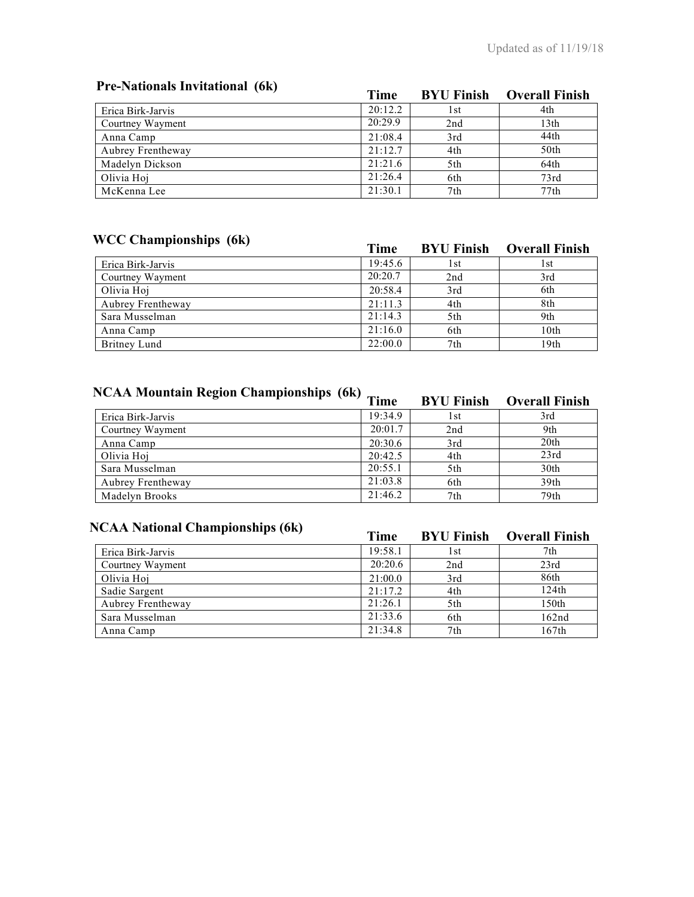Updated as of 11/19/18

## Pre-Nationals Invitational (6k)

| | Time | BYU Finish | Overall Finish |
|---|---|---|---|
| Erica Birk-Jarvis | 20:12.2 | 1st | 4th |
| Courtney Wayment | 20:29.9 | 2nd | 13th |
| Anna Camp | 21:08.4 | 3rd | 44th |
| Aubrey Frentheway | 21:12.7 | 4th | 50th |
| Madelyn Dickson | 21:21.6 | 5th | 64th |
| Olivia Hoj | 21:26.4 | 6th | 73rd |
| McKenna Lee | 21:30.1 | 7th | 77th |

## WCC Championships (6k)

| | Time | BYU Finish | Overall Finish |
|---|---|---|---|
| Erica Birk-Jarvis | 19:45.6 | 1st | 1st |
| Courtney Wayment | 20:20.7 | 2nd | 3rd |
| Olivia Hoj | 20:58.4 | 3rd | 6th |
| Aubrey Frentheway | 21:11.3 | 4th | 8th |
| Sara Musselman | 21:14.3 | 5th | 9th |
| Anna Camp | 21:16.0 | 6th | 10th |
| Britney Lund | 22:00.0 | 7th | 19th |

## NCAA Mountain Region Championships (6k)

| | Time | BYU Finish | Overall Finish |
|---|---|---|---|
| Erica Birk-Jarvis | 19:34.9 | 1st | 3rd |
| Courtney Wayment | 20:01.7 | 2nd | 9th |
| Anna Camp | 20:30.6 | 3rd | 20th |
| Olivia Hoj | 20:42.5 | 4th | 23rd |
| Sara Musselman | 20:55.1 | 5th | 30th |
| Aubrey Frentheway | 21:03.8 | 6th | 39th |
| Madelyn Brooks | 21:46.2 | 7th | 79th |

## NCAA National Championships (6k)

| | Time | BYU Finish | Overall Finish |
|---|---|---|---|
| Erica Birk-Jarvis | 19:58.1 | 1st | 7th |
| Courtney Wayment | 20:20.6 | 2nd | 23rd |
| Olivia Hoj | 21:00.0 | 3rd | 86th |
| Sadie Sargent | 21:17.2 | 4th | 124th |
| Aubrey Frentheway | 21:26.1 | 5th | 150th |
| Sara Musselman | 21:33.6 | 6th | 162nd |
| Anna Camp | 21:34.8 | 7th | 167th |